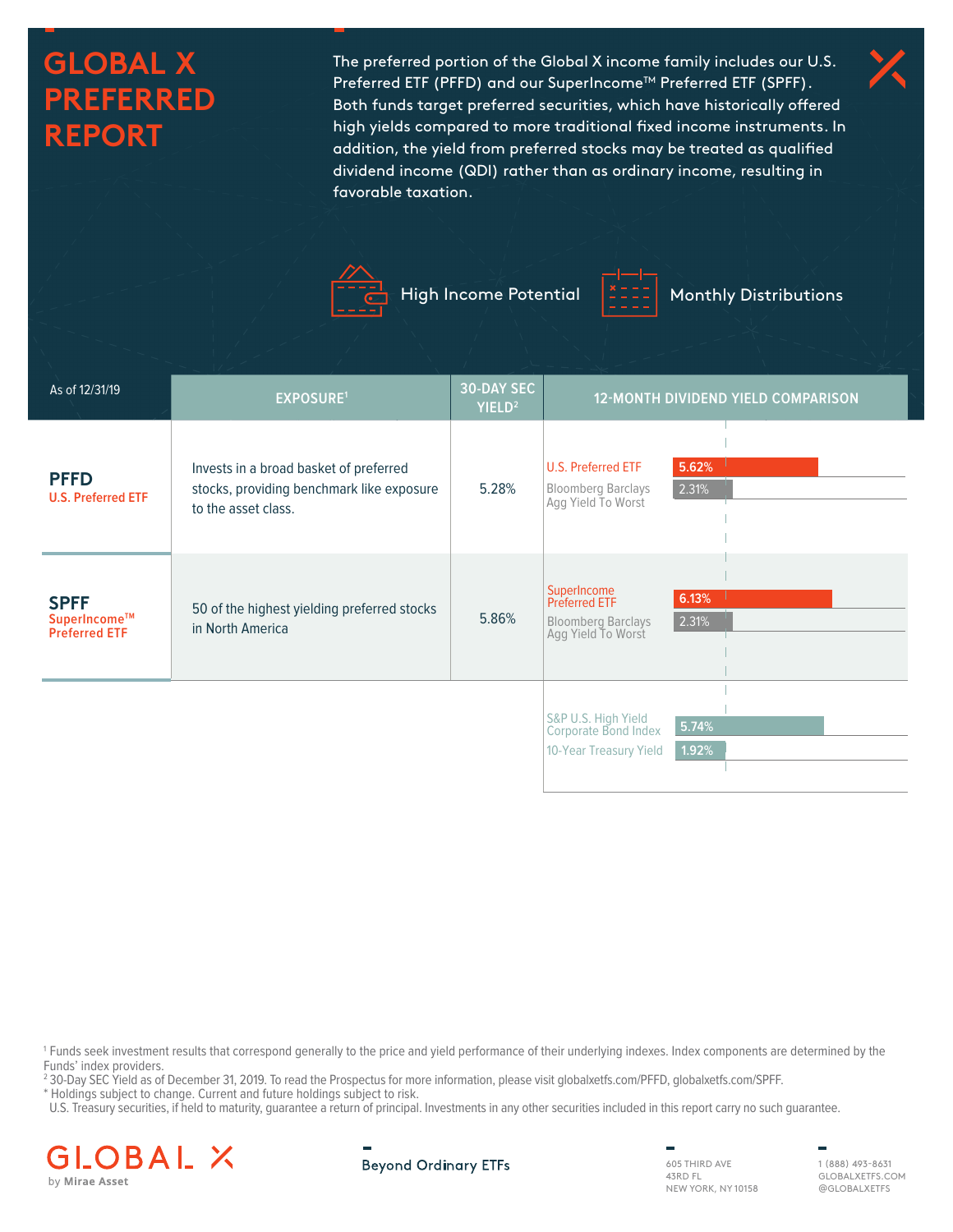# GLOBAL X PREFERRED REPORT

The preferred portion of the Global X income family includes our U.S. Preferred ETF (PFFD) and our SuperIncome™ Preferred ETF (SPFF). Both funds target preferred securities, which have historically offered high yields compared to more traditional fixed income instruments. In addition, the yield from preferred stocks may be treated as qualified dividend income (QDI) rather than as ordinary income, resulting in favorable taxation.

High Income Potential

Monthly Distributions

| As of 12/31/19 | EXPOSURE[1] | 30-DAY SEC YIELD[2] | 12-MONTH DIVIDEND YIELD COMPARISON | |
|---|---|---|---|---|
| **PFFD** U.S. Preferred ETF | Invests in a broad basket of preferred stocks, providing benchmark like exposure to the asset class. | 5.28% | U.S. Preferred ETF | 5.62% |
| | | | Bloomberg Barclays Agg Yield To Worst | 2.31% |
| **SPFF** SuperIncome™ Preferred ETF | 50 of the highest yielding preferred stocks in North America | 5.86% | SuperIncome Preferred ETF | 6.13% |
| | | | Bloomberg Barclays Agg Yield To Worst | 2.31% |
| | | | S&P U.S. High Yield Corporate Bond Index | 5.74% |
| | | | 10-Year Treasury Yield | 1.92% |

[1] Funds seek investment results that correspond generally to the price and yield performance of their underlying indexes. Index components are determined by the Funds' index providers.
[2] 30-Day SEC Yield as of December 31, 2019. To read the Prospectus for more information, please visit globalxetfs.com/PFFD, globalxetfs.com/SPFF.
* Holdings subject to change. Current and future holdings subject to risk.
U.S. Treasury securities, if held to maturity, guarantee a return of principal. Investments in any other securities included in this report carry no such guarantee.

GLOBAL X by Mirae Asset

Beyond Ordinary ETFs

605 THIRD AVE
43RD FL
NEW YORK, NY 10158

1 (888) 493-8631
GLOBALXETFS.COM
@GLOBALXETFS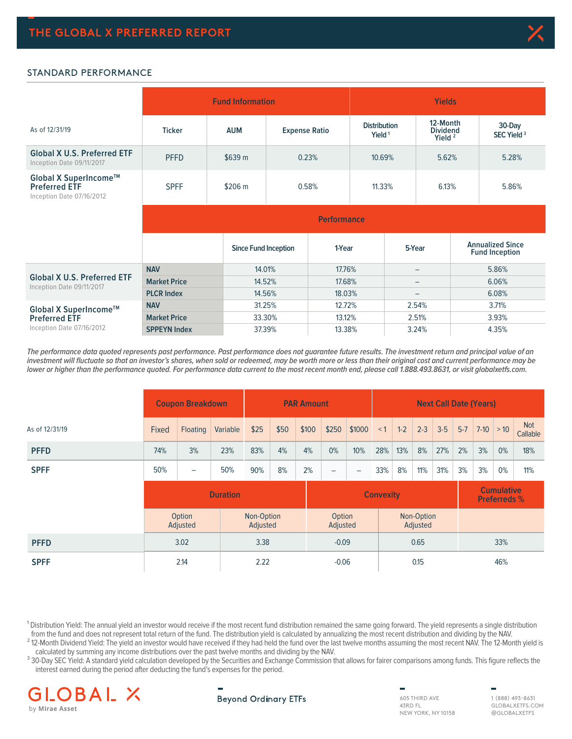## STANDARD PERFORMANCE

| As of 12/31/19 | Fund Information | | | Yields | | |
|---|---|---|---|---|---|---|
| | Ticker | AUM | Expense Ratio | Distribution Yield [1] | 12-Month Dividend Yield [2] | 30-Day SEC Yield [3] |
| **Global X U.S. Preferred ETF** Inception Date 09/11/2017 | PFFD | $639 m | 0.23% | 10.69% | 5.62% | 5.28% |
| **Global X SuperIncome™ Preferred ETF** Inception Date 07/16/2012 | SPFF | $206 m | 0.58% | 11.33% | 6.13% | 5.86% |

| | Performance | | | | |
|---|---|---|---|---|---|
| | | Since Fund Inception | 1-Year | 5-Year | Annualized Since Fund Inception |
| **Global X U.S. Preferred ETF** Inception Date 09/11/2017 | **NAV** | 14.01% | 17.76% | – | 5.86% |
| | **Market Price** | 14.52% | 17.68% | – | 6.06% |
| | **PLCR Index** | 14.56% | 18.03% | – | 6.08% |
| **Global X SuperIncome™ Preferred ETF** Inception Date 07/16/2012 | **NAV** | 31.25% | 12.72% | 2.54% | 3.71% |
| | **Market Price** | 33.30% | 13.12% | 2.51% | 3.93% |
| | **SPPEYN Index** | 37.39% | 13.38% | 3.24% | 4.35% |

*The performance data quoted represents past performance. Past performance does not guarantee future results. The investment return and principal value of an investment will fluctuate so that an investor's shares, when sold or redeemed, may be worth more or less than their original cost and current performance may be lower or higher than the performance quoted. For performance data current to the most recent month end, please call 1.888.493.8631, or visit globalxetfs.com.*

| As of 12/31/19 | Coupon Breakdown | | | PAR Amount | | | | | Next Call Date (Years) | | | | | | | |
|---|---|---|---|---|---|---|---|---|---|---|---|---|---|---|---|---|
| | Fixed | Floating | Variable | $25 | $50 | $100 | $250 | $1000 | < 1 | 1-2 | 2-3 | 3-5 | 5-7 | 7-10 | > 10 | Not Callable |
| **PFFD** | 74% | 3% | 23% | 83% | 4% | 4% | 0% | 10% | 28% | 13% | 8% | 27% | 2% | 3% | 0% | 18% |
| **SPFF** | 50% | – | 50% | 90% | 8% | 2% | – | – | 33% | 8% | 11% | 31% | 3% | 3% | 0% | 11% |

| | Duration | | Convexity | | Cumulative Preferreds % |
|---|---|---|---|---|---|
| | Option Adjusted | Non-Option Adjusted | Option Adjusted | Non-Option Adjusted | |
| **PFFD** | 3.02 | 3.38 | -0.09 | 0.65 | 33% |
| **SPFF** | 2.14 | 2.22 | -0.06 | 0.15 | 46% |

[1] Distribution Yield: The annual yield an investor would receive if the most recent fund distribution remained the same going forward. The yield represents a single distribution from the fund and does not represent total return of the fund. The distribution yield is calculated by annualizing the most recent distribution and dividing by the NAV.

[2] 12-Month Dividend Yield: The yield an investor would have received if they had held the fund over the last twelve months assuming the most recent NAV. The 12-Month yield is calculated by summing any income distributions over the past twelve months and dividing by the NAV.

[3] 30-Day SEC Yield: A standard yield calculation developed by the Securities and Exchange Commission that allows for fairer comparisons among funds. This figure reflects the interest earned during the period after deducting the fund's expenses for the period.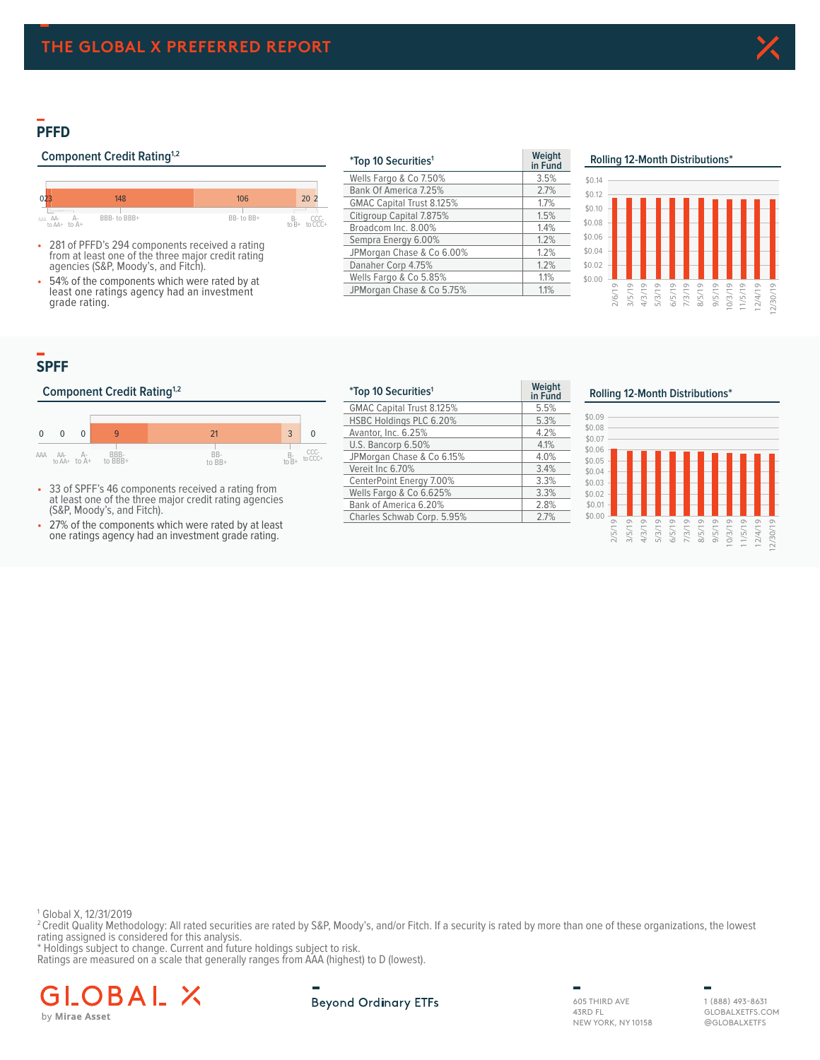## PFFD

### Component Credit Rating[1,2]

| AAA | AA- to AA+ | A- to A+ | BBB- to BBB+ | BB- to BB+ | B- to B+ | CCC- to CCC+ |
|---|---|---|---|---|---|---|
| 0 | 2 | 3 | 148 | 106 | 20 | 2 |

- 281 of PFFD's 294 components received a rating from at least one of the three major credit rating agencies (S&P, Moody's, and Fitch).
- 54% of the components which were rated by at least one ratings agency had an investment grade rating.

| *Top 10 Securities[1] | Weight in Fund |
|---|---|
| Wells Fargo & Co 7.50% | 3.5% |
| Bank Of America 7.25% | 2.7% |
| GMAC Capital Trust 8.125% | 1.7% |
| Citigroup Capital 7.875% | 1.5% |
| Broadcom Inc. 8.00% | 1.4% |
| Sempra Energy 6.00% | 1.2% |
| JPMorgan Chase & Co 6.00% | 1.2% |
| Danaher Corp 4.75% | 1.2% |
| Wells Fargo & Co 5.85% | 1.1% |
| JPMorgan Chase & Co 5.75% | 1.1% |

### Rolling 12-Month Distributions*

Dates: 2/6/19, 3/5/19, 4/3/19, 5/3/19, 6/5/19, 7/3/19, 8/5/19, 9/5/19, 10/3/19, 11/5/19, 12/4/19, 12/30/19

## SPFF

### Component Credit Rating[1,2]

| AAA | AA- to AA+ | A- to A+ | BBB- to BBB+ | BB- to BB+ | B- to B+ | CCC- to CCC+ |
|---|---|---|---|---|---|---|
| 0 | 0 | 0 | 9 | 21 | 3 | 0 |

- 33 of SPFF's 46 components received a rating from at least one of the three major credit rating agencies (S&P, Moody's, and Fitch).
- 27% of the components which were rated by at least one ratings agency had an investment grade rating.

| *Top 10 Securities[1] | Weight in Fund |
|---|---|
| GMAC Capital Trust 8.125% | 5.5% |
| HSBC Holdings PLC 6.20% | 5.3% |
| Avantor, Inc. 6.25% | 4.2% |
| U.S. Bancorp 6.50% | 4.1% |
| JPMorgan Chase & Co 6.15% | 4.0% |
| Vereit Inc 6.70% | 3.4% |
| CenterPoint Energy 7.00% | 3.3% |
| Wells Fargo & Co 6.625% | 3.3% |
| Bank of America 6.20% | 2.8% |
| Charles Schwab Corp. 5.95% | 2.7% |

### Rolling 12-Month Distributions*

Dates: 2/5/19, 3/5/19, 4/3/19, 5/3/19, 6/5/19, 7/3/19, 8/5/19, 9/5/19, 10/3/19, 11/5/19, 12/4/19, 12/30/19

[1] Global X, 12/31/2019
[2] Credit Quality Methodology: All rated securities are rated by S&P, Moody's, and/or Fitch. If a security is rated by more than one of these organizations, the lowest rating assigned is considered for this analysis.
* Holdings subject to change. Current and future holdings subject to risk.
Ratings are measured on a scale that generally ranges from AAA (highest) to D (lowest).

GLOBAL X by Mirae Asset

Beyond Ordinary ETFs

605 THIRD AVE
43RD FL
NEW YORK, NY 10158

1 (888) 493-8631
GLOBALXETFS.COM
@GLOBALXETFS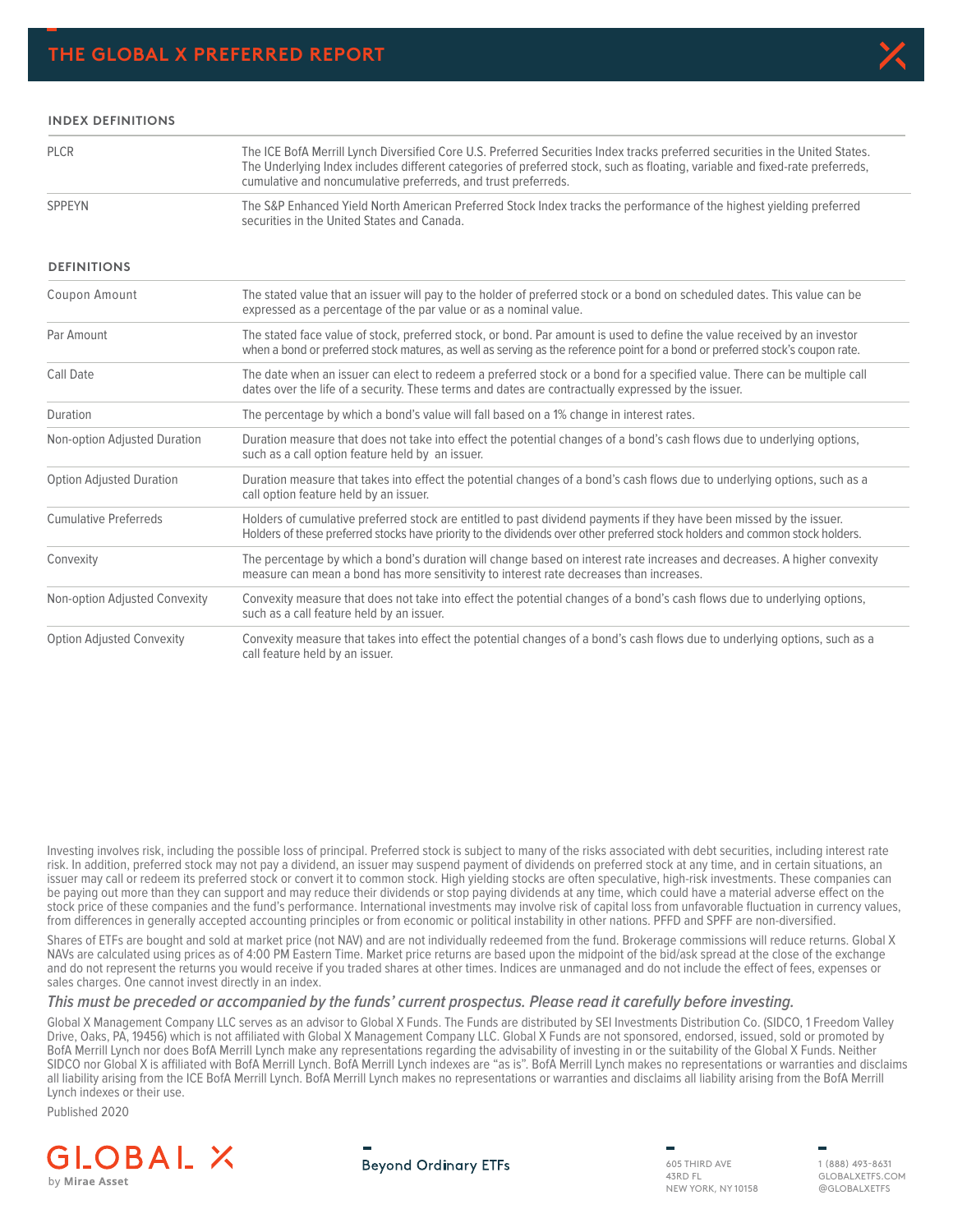## INDEX DEFINITIONS

| | |
|---|---|
| PLCR | The ICE BofA Merrill Lynch Diversified Core U.S. Preferred Securities Index tracks preferred securities in the United States. The Underlying Index includes different categories of preferred stock, such as floating, variable and fixed-rate preferreds, cumulative and noncumulative preferreds, and trust preferreds. |
| SPPEYN | The S&P Enhanced Yield North American Preferred Stock Index tracks the performance of the highest yielding preferred securities in the United States and Canada. |

## DEFINITIONS

| | |
|---|---|
| Coupon Amount | The stated value that an issuer will pay to the holder of preferred stock or a bond on scheduled dates. This value can be expressed as a percentage of the par value or as a nominal value. |
| Par Amount | The stated face value of stock, preferred stock, or bond. Par amount is used to define the value received by an investor when a bond or preferred stock matures, as well as serving as the reference point for a bond or preferred stock's coupon rate. |
| Call Date | The date when an issuer can elect to redeem a preferred stock or a bond for a specified value. There can be multiple call dates over the life of a security. These terms and dates are contractually expressed by the issuer. |
| Duration | The percentage by which a bond's value will fall based on a 1% change in interest rates. |
| Non-option Adjusted Duration | Duration measure that does not take into effect the potential changes of a bond's cash flows due to underlying options, such as a call option feature held by an issuer. |
| Option Adjusted Duration | Duration measure that takes into effect the potential changes of a bond's cash flows due to underlying options, such as a call option feature held by an issuer. |
| Cumulative Preferreds | Holders of cumulative preferred stock are entitled to past dividend payments if they have been missed by the issuer. Holders of these preferred stocks have priority to the dividends over other preferred stock holders and common stock holders. |
| Convexity | The percentage by which a bond's duration will change based on interest rate increases and decreases. A higher convexity measure can mean a bond has more sensitivity to interest rate decreases than increases. |
| Non-option Adjusted Convexity | Convexity measure that does not take into effect the potential changes of a bond's cash flows due to underlying options, such as a call feature held by an issuer. |
| Option Adjusted Convexity | Convexity measure that takes into effect the potential changes of a bond's cash flows due to underlying options, such as a call feature held by an issuer. |

Investing involves risk, including the possible loss of principal. Preferred stock is subject to many of the risks associated with debt securities, including interest rate risk. In addition, preferred stock may not pay a dividend, an issuer may suspend payment of dividends on preferred stock at any time, and in certain situations, an issuer may call or redeem its preferred stock or convert it to common stock. High yielding stocks are often speculative, high-risk investments. These companies can be paying out more than they can support and may reduce their dividends or stop paying dividends at any time, which could have a material adverse effect on the stock price of these companies and the fund's performance. International investments may involve risk of capital loss from unfavorable fluctuation in currency values, from differences in generally accepted accounting principles or from economic or political instability in other nations. PFFD and SPFF are non-diversified.

Shares of ETFs are bought and sold at market price (not NAV) and are not individually redeemed from the fund. Brokerage commissions will reduce returns. Global X NAVs are calculated using prices as of 4:00 PM Eastern Time. Market price returns are based upon the midpoint of the bid/ask spread at the close of the exchange and do not represent the returns you would receive if you traded shares at other times. Indices are unmanaged and do not include the effect of fees, expenses or sales charges. One cannot invest directly in an index.

***This must be preceded or accompanied by the funds' current prospectus. Please read it carefully before investing.***

Global X Management Company LLC serves as an advisor to Global X Funds. The Funds are distributed by SEI Investments Distribution Co. (SIDCO, 1 Freedom Valley Drive, Oaks, PA, 19456) which is not affiliated with Global X Management Company LLC. Global X Funds are not sponsored, endorsed, issued, sold or promoted by BofA Merrill Lynch nor does BofA Merrill Lynch make any representations regarding the advisability of investing in or the suitability of the Global X Funds. Neither SIDCO nor Global X is affiliated with BofA Merrill Lynch. BofA Merrill Lynch indexes are "as is". BofA Merrill Lynch makes no representations or warranties and disclaims all liability arising from the ICE BofA Merrill Lynch. BofA Merrill Lynch makes no representations or warranties and disclaims all liability arising from the BofA Merrill Lynch indexes or their use.

Published 2020

GLOBAL X by Mirae Asset

Beyond Ordinary ETFs

605 THIRD AVE
43RD FL
NEW YORK, NY 10158

1 (888) 493-8631
GLOBALXETFS.COM
@GLOBALXETFS